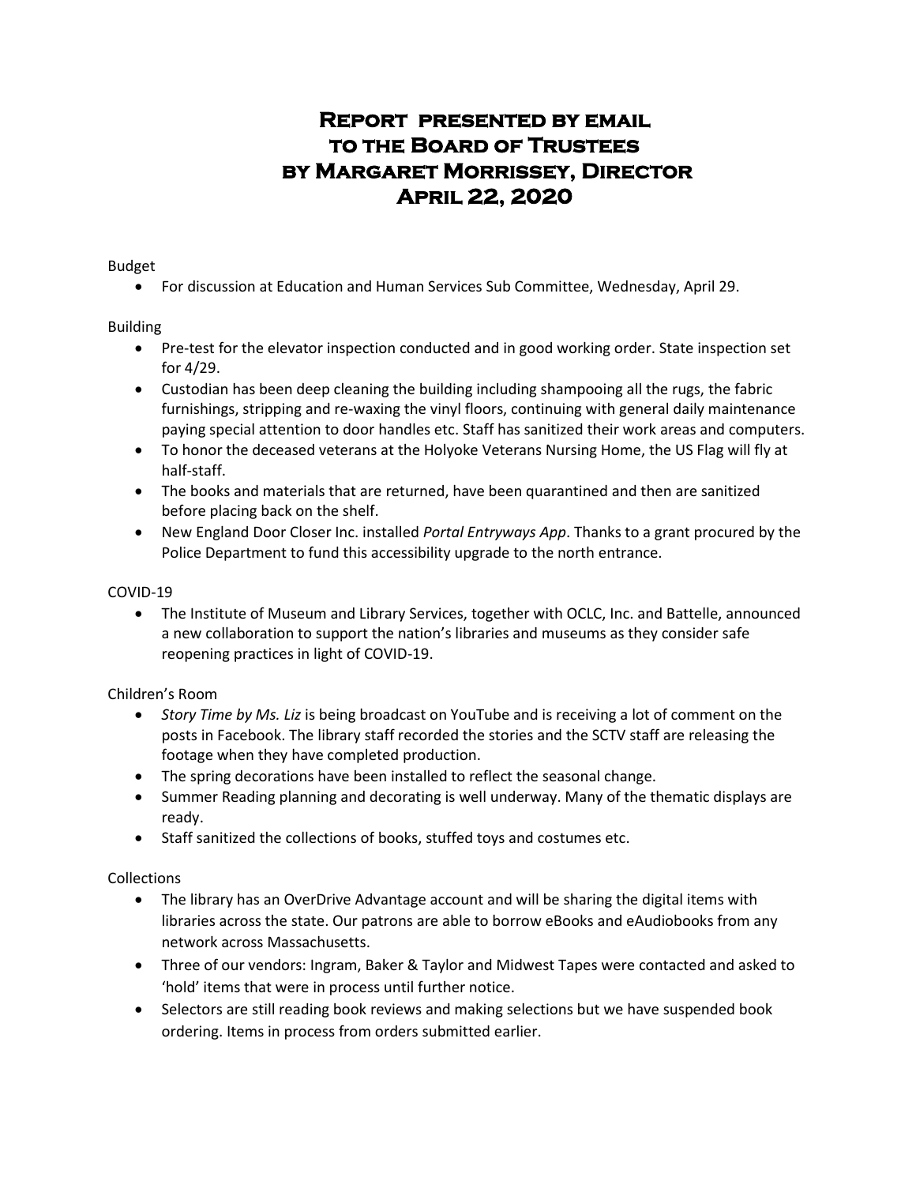# Report presented by email to the Board of Trustees by Margaret Morrissey, Director April 22, 2020

Budget

- For discussion at Education and Human Services Sub Committee, Wednesday, April 29.

Building

- Pre-test for the elevator inspection conducted and in good working order. State inspection set for 4/29.
- Custodian has been deep cleaning the building including shampooing all the rugs, the fabric furnishings, stripping and re-waxing the vinyl floors, continuing with general daily maintenance paying special attention to door handles etc. Staff has sanitized their work areas and computers.
- To honor the deceased veterans at the Holyoke Veterans Nursing Home, the US Flag will fly at half-staff.
- The books and materials that are returned, have been quarantined and then are sanitized before placing back on the shelf.
- New England Door Closer Inc. installed *Portal Entryways App*. Thanks to a grant procured by the Police Department to fund this accessibility upgrade to the north entrance.

COVID-19

- The Institute of Museum and Library Services, together with OCLC, Inc. and Battelle, announced a new collaboration to support the nation's libraries and museums as they consider safe reopening practices in light of COVID-19.

Children's Room

- *Story Time by Ms. Liz* is being broadcast on YouTube and is receiving a lot of comment on the posts in Facebook. The library staff recorded the stories and the SCTV staff are releasing the footage when they have completed production.
- The spring decorations have been installed to reflect the seasonal change.
- Summer Reading planning and decorating is well underway. Many of the thematic displays are ready.
- Staff sanitized the collections of books, stuffed toys and costumes etc.

Collections

- The library has an OverDrive Advantage account and will be sharing the digital items with libraries across the state. Our patrons are able to borrow eBooks and eAudiobooks from any network across Massachusetts.
- Three of our vendors: Ingram, Baker & Taylor and Midwest Tapes were contacted and asked to 'hold' items that were in process until further notice.
- Selectors are still reading book reviews and making selections but we have suspended book ordering. Items in process from orders submitted earlier.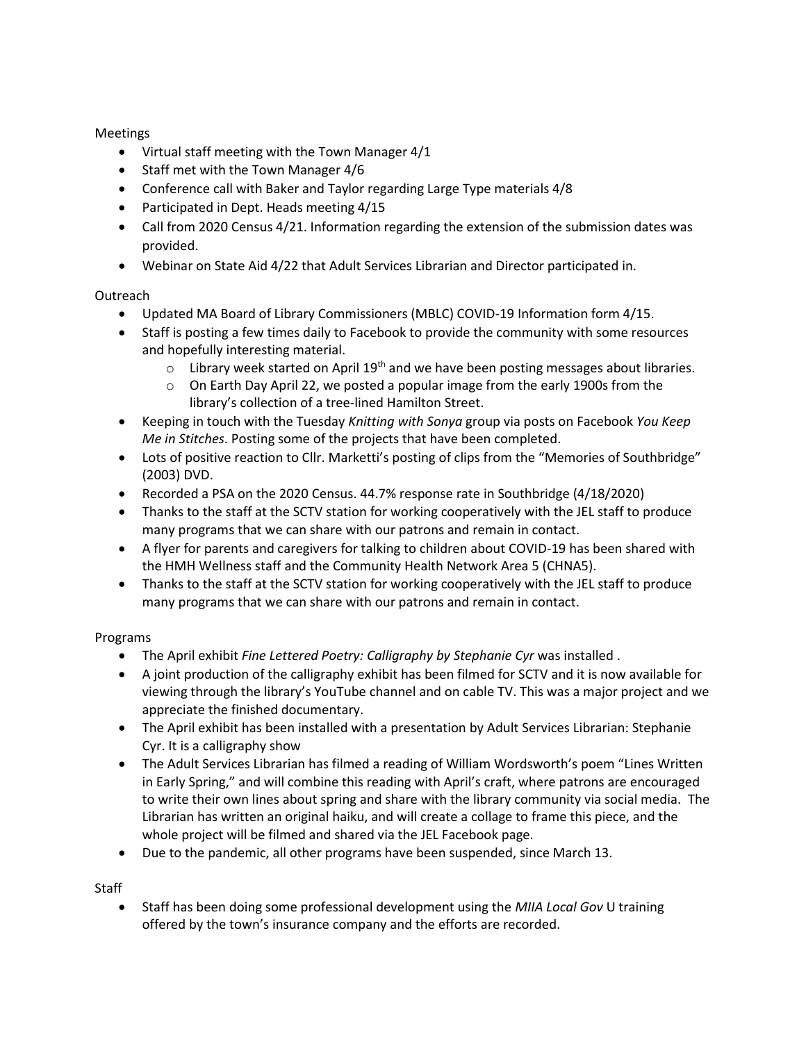Meetings

- Virtual staff meeting with the Town Manager 4/1
- Staff met with the Town Manager 4/6
- Conference call with Baker and Taylor regarding Large Type materials 4/8
- Participated in Dept. Heads meeting 4/15
- Call from 2020 Census 4/21. Information regarding the extension of the submission dates was provided.
- Webinar on State Aid 4/22 that Adult Services Librarian and Director participated in.

Outreach

- Updated MA Board of Library Commissioners (MBLC) COVID-19 Information form 4/15.
- Staff is posting a few times daily to Facebook to provide the community with some resources and hopefully interesting material.
  - Library week started on April 19th and we have been posting messages about libraries.
  - On Earth Day April 22, we posted a popular image from the early 1900s from the library's collection of a tree-lined Hamilton Street.
- Keeping in touch with the Tuesday *Knitting with Sonya* group via posts on Facebook *You Keep Me in Stitches*. Posting some of the projects that have been completed.
- Lots of positive reaction to Cllr. Marketti's posting of clips from the "Memories of Southbridge" (2003) DVD.
- Recorded a PSA on the 2020 Census. 44.7% response rate in Southbridge (4/18/2020)
- Thanks to the staff at the SCTV station for working cooperatively with the JEL staff to produce many programs that we can share with our patrons and remain in contact.
- A flyer for parents and caregivers for talking to children about COVID-19 has been shared with the HMH Wellness staff and the Community Health Network Area 5 (CHNA5).
- Thanks to the staff at the SCTV station for working cooperatively with the JEL staff to produce many programs that we can share with our patrons and remain in contact.

Programs

- The April exhibit *Fine Lettered Poetry: Calligraphy by Stephanie Cyr* was installed .
- A joint production of the calligraphy exhibit has been filmed for SCTV and it is now available for viewing through the library's YouTube channel and on cable TV. This was a major project and we appreciate the finished documentary.
- The April exhibit has been installed with a presentation by Adult Services Librarian: Stephanie Cyr. It is a calligraphy show
- The Adult Services Librarian has filmed a reading of William Wordsworth's poem "Lines Written in Early Spring," and will combine this reading with April's craft, where patrons are encouraged to write their own lines about spring and share with the library community via social media. The Librarian has written an original haiku, and will create a collage to frame this piece, and the whole project will be filmed and shared via the JEL Facebook page.
- Due to the pandemic, all other programs have been suspended, since March 13.

Staff

- Staff has been doing some professional development using the *MIIA Local Gov* U training offered by the town's insurance company and the efforts are recorded.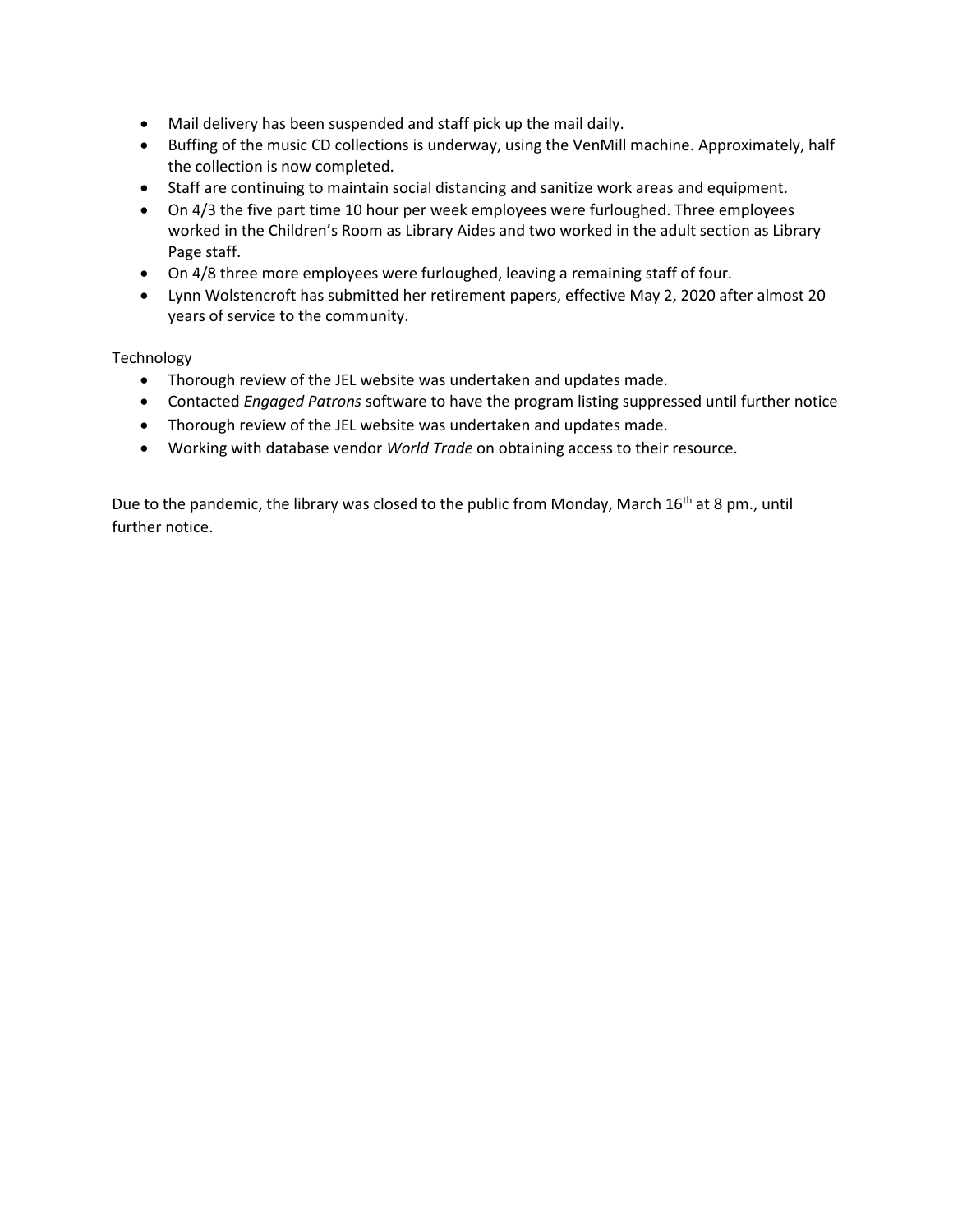- Mail delivery has been suspended and staff pick up the mail daily.
- Buffing of the music CD collections is underway, using the VenMill machine. Approximately, half the collection is now completed.
- Staff are continuing to maintain social distancing and sanitize work areas and equipment.
- On 4/3 the five part time 10 hour per week employees were furloughed. Three employees worked in the Children's Room as Library Aides and two worked in the adult section as Library Page staff.
- On 4/8 three more employees were furloughed, leaving a remaining staff of four.
- Lynn Wolstencroft has submitted her retirement papers, effective May 2, 2020 after almost 20 years of service to the community.

Technology

- Thorough review of the JEL website was undertaken and updates made.
- Contacted *Engaged Patrons* software to have the program listing suppressed until further notice
- Thorough review of the JEL website was undertaken and updates made.
- Working with database vendor *World Trade* on obtaining access to their resource.

Due to the pandemic, the library was closed to the public from Monday, March 16th at 8 pm., until further notice.